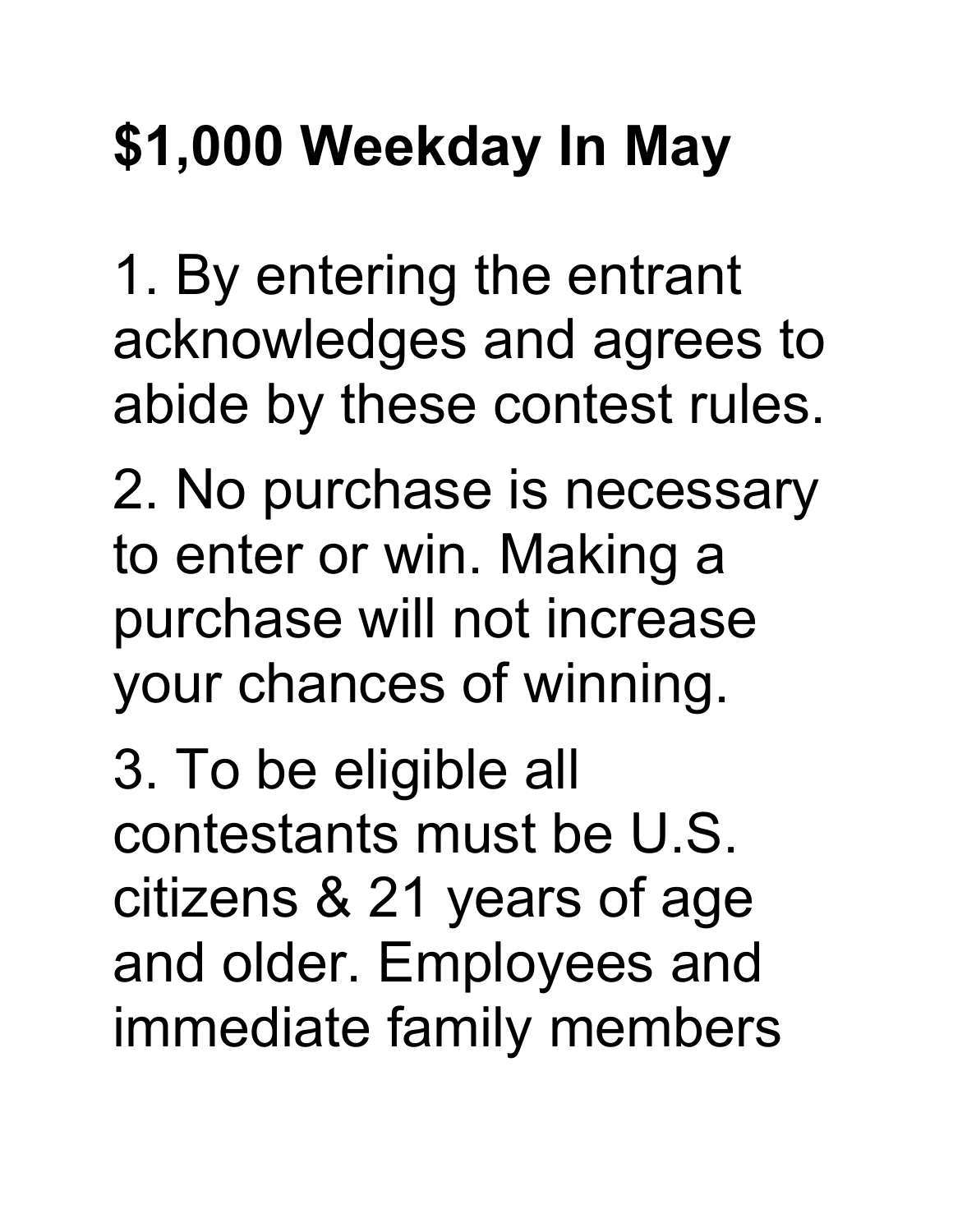# $1,000 Weekday In May

1. By entering the entrant acknowledges and agrees to abide by these contest rules.

2. No purchase is necessary to enter or win. Making a purchase will not increase your chances of winning.

3. To be eligible all contestants must be U.S. citizens & 21 years of age and older. Employees and immediate family members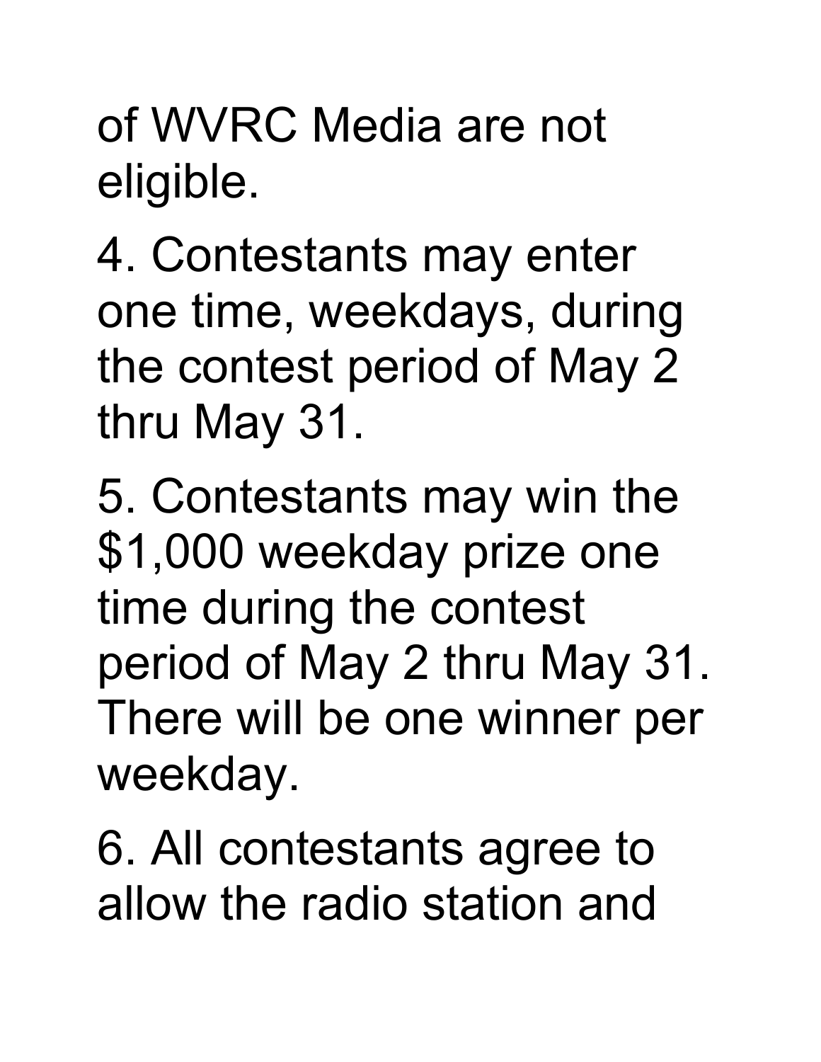of WVRC Media are not eligible.

4. Contestants may enter one time, weekdays, during the contest period of May 2 thru May 31.

5. Contestants may win the $1,000 weekday prize one time during the contest period of May 2 thru May 31. There will be one winner per weekday.

6. All contestants agree to allow the radio station and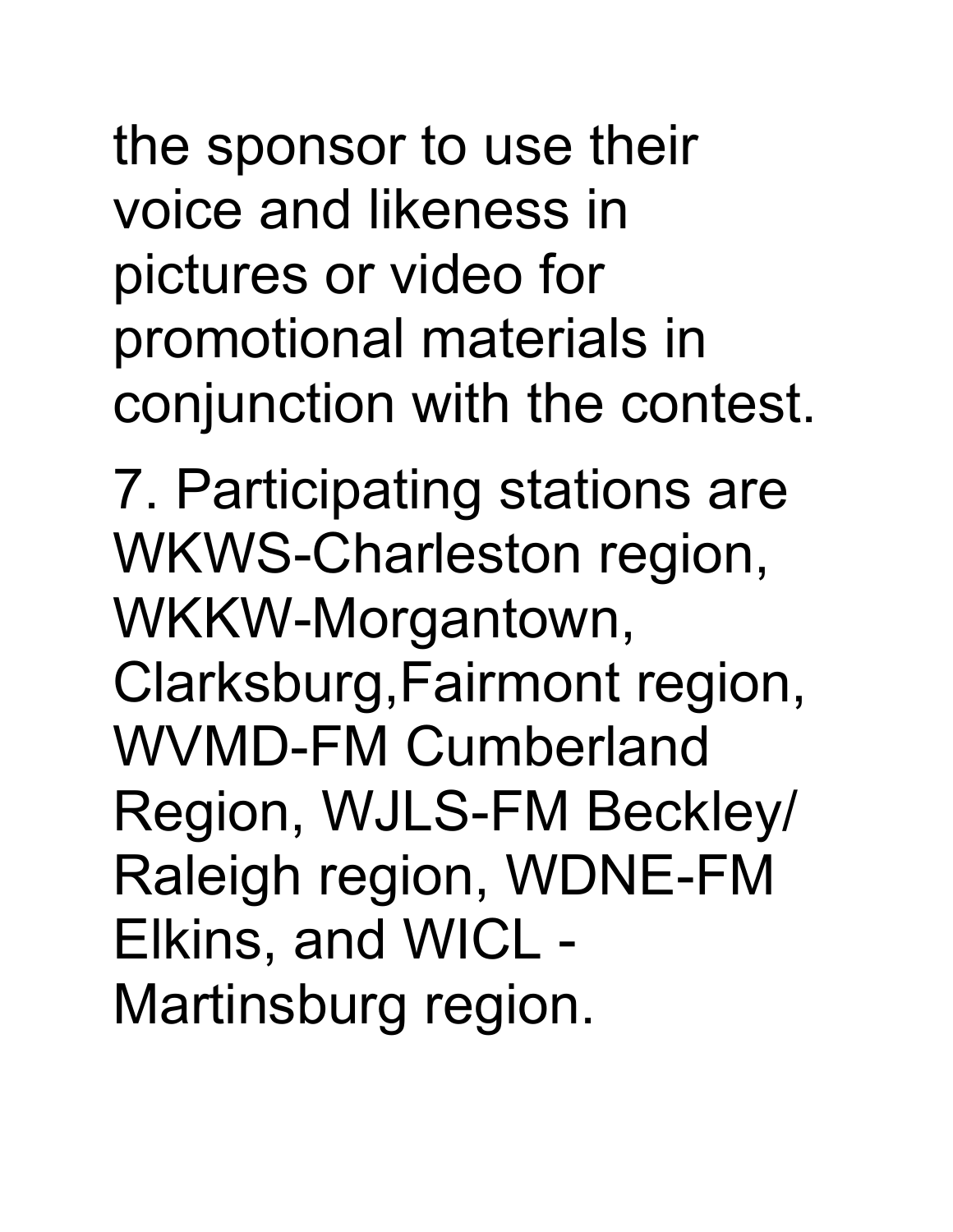the sponsor to use their voice and likeness in pictures or video for promotional materials in conjunction with the contest.

7. Participating stations are WKWS-Charleston region, WKKW-Morgantown, Clarksburg,Fairmont region, WVMD-FM Cumberland Region, WJLS-FM Beckley/ Raleigh region, WDNE-FM Elkins, and WICL - Martinsburg region.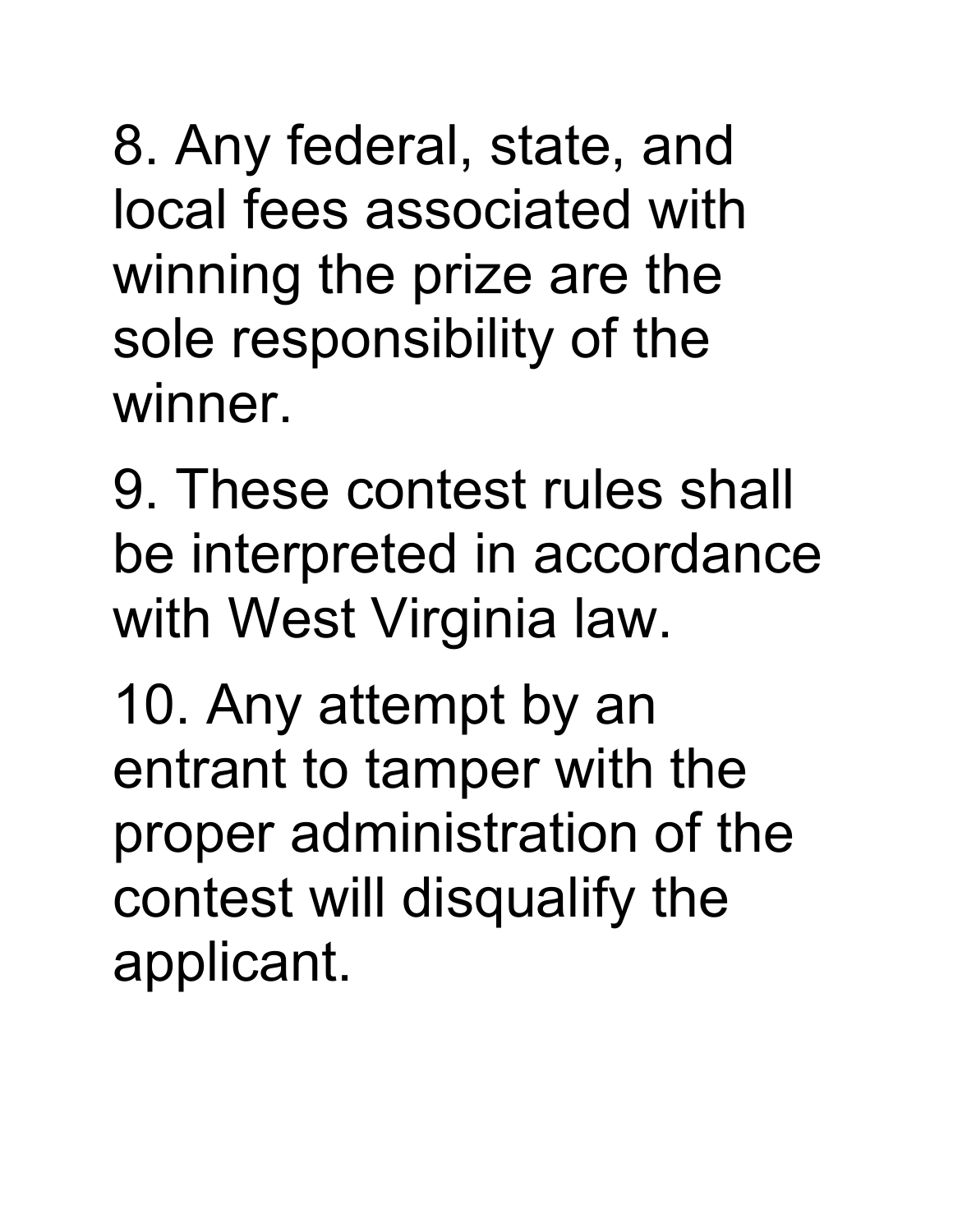8. Any federal, state, and local fees associated with winning the prize are the sole responsibility of the winner.

9. These contest rules shall be interpreted in accordance with West Virginia law.

10. Any attempt by an entrant to tamper with the proper administration of the contest will disqualify the applicant.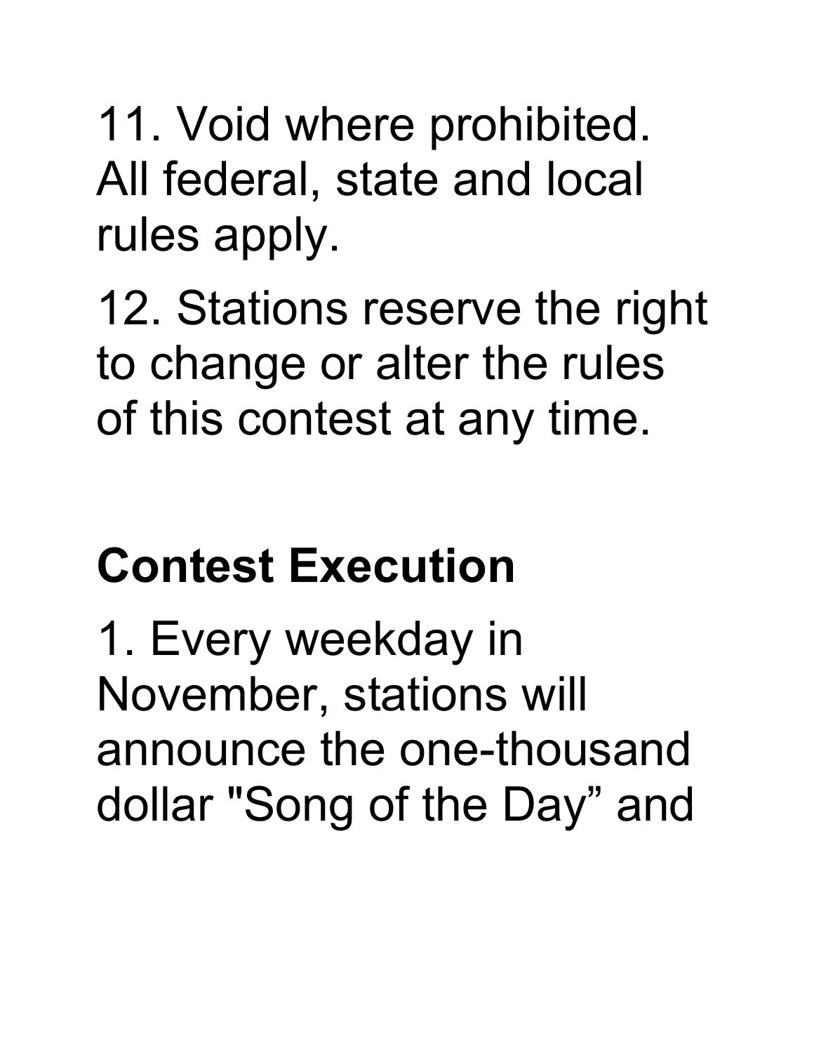11. Void where prohibited. All federal, state and local rules apply.

12. Stations reserve the right to change or alter the rules of this contest at any time.

## Contest Execution

1. Every weekday in November, stations will announce the one-thousand dollar "Song of the Day” and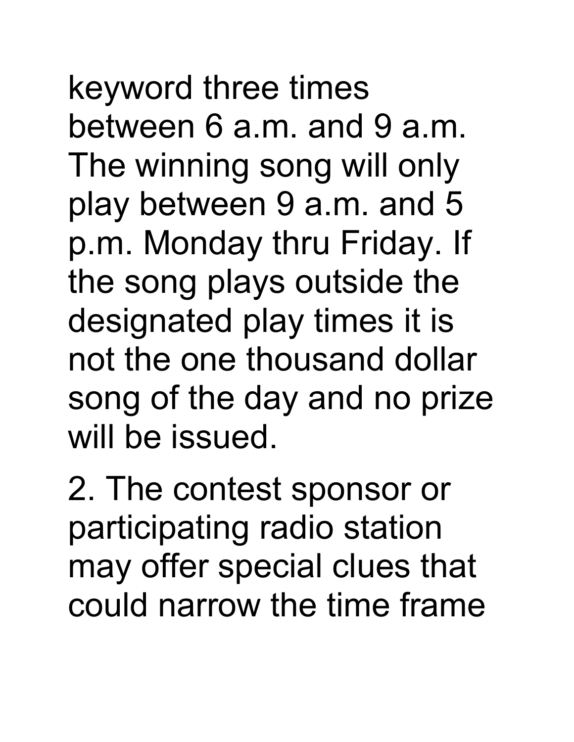keyword three times between 6 a.m. and 9 a.m. The winning song will only play between 9 a.m. and 5 p.m. Monday thru Friday. If the song plays outside the designated play times it is not the one thousand dollar song of the day and no prize will be issued.

2. The contest sponsor or participating radio station may offer special clues that could narrow the time frame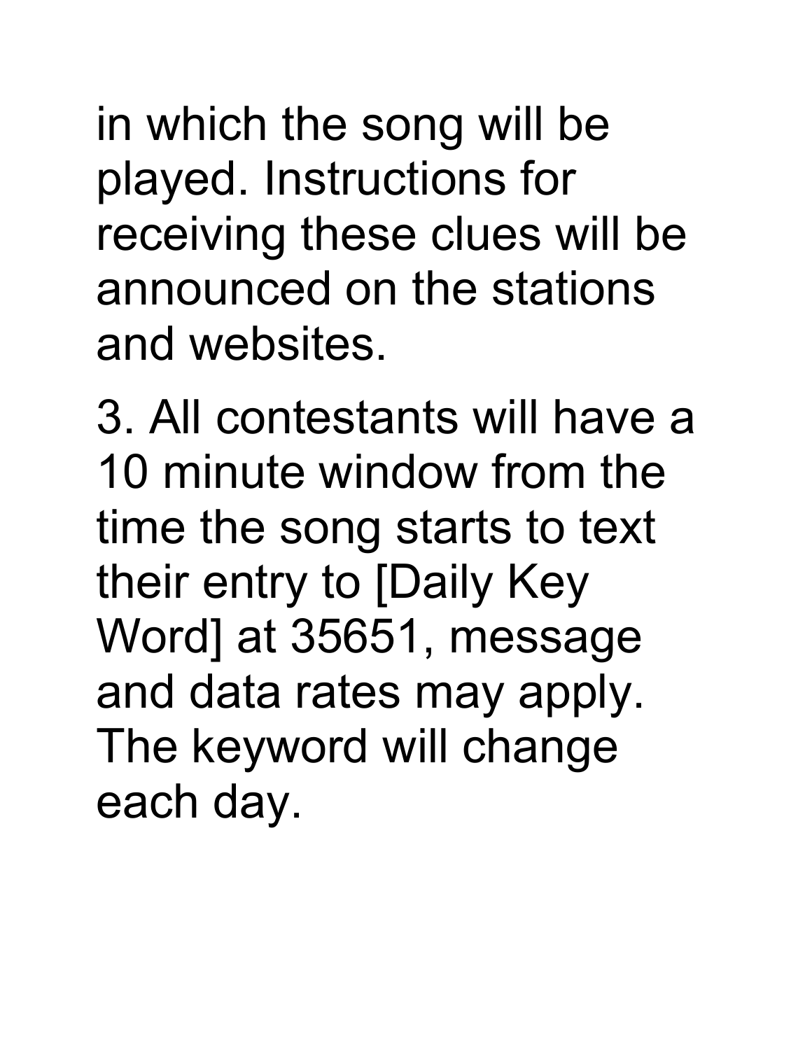in which the song will be played. Instructions for receiving these clues will be announced on the stations and websites.

3. All contestants will have a 10 minute window from the time the song starts to text their entry to [Daily Key Word] at 35651, message and data rates may apply. The keyword will change each day.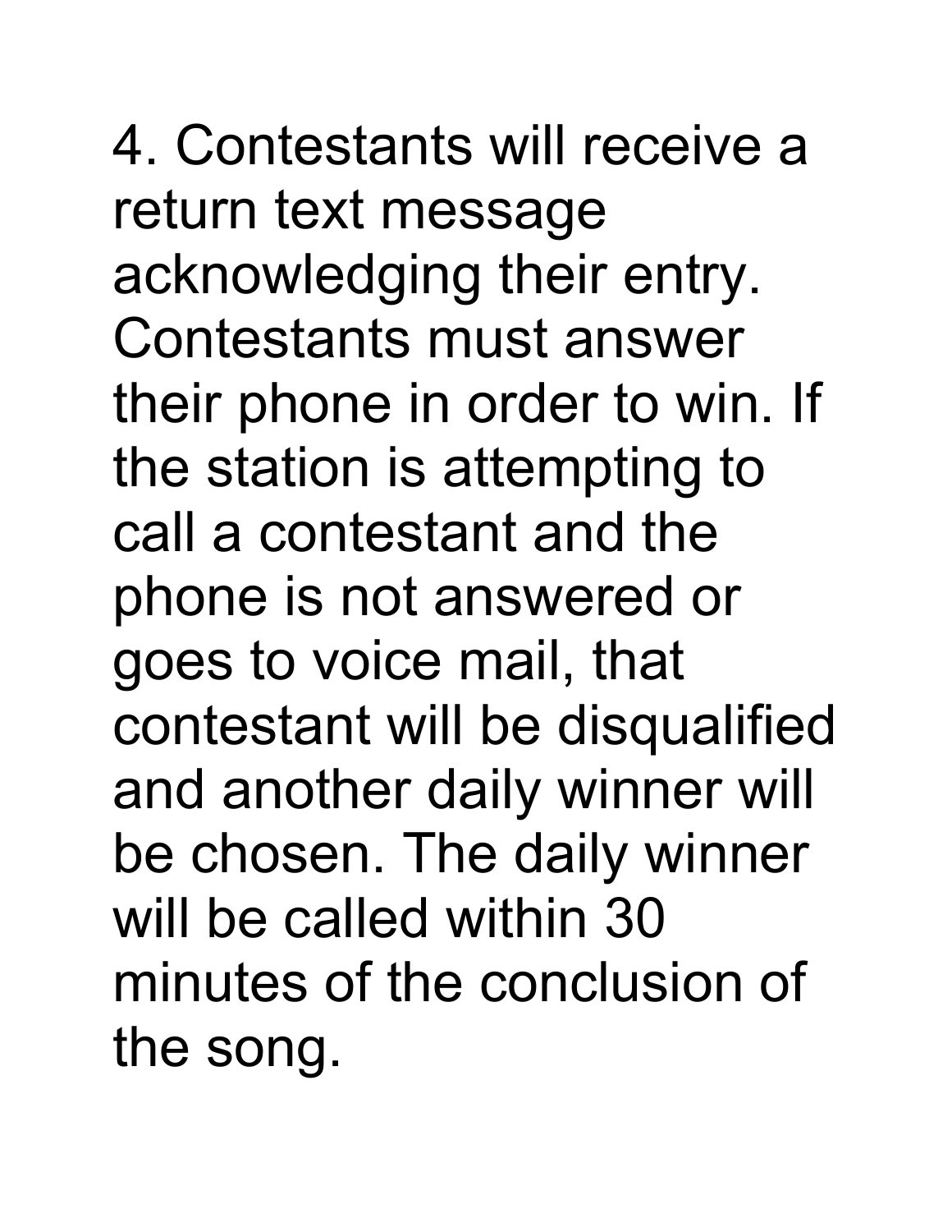4. Contestants will receive a return text message acknowledging their entry. Contestants must answer their phone in order to win. If the station is attempting to call a contestant and the phone is not answered or goes to voice mail, that contestant will be disqualified and another daily winner will be chosen. The daily winner will be called within 30 minutes of the conclusion of the song.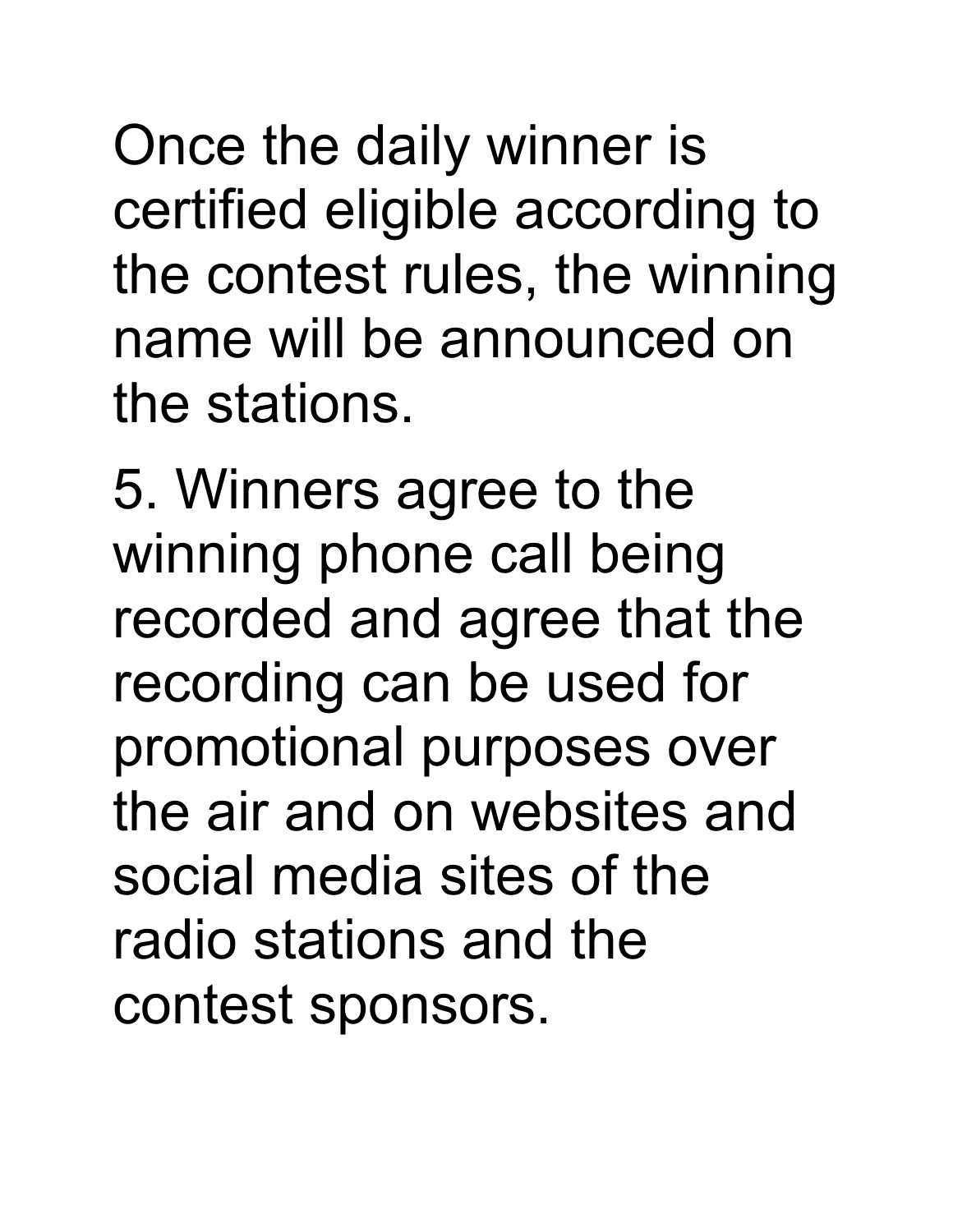Once the daily winner is certified eligible according to the contest rules, the winning name will be announced on the stations.

5. Winners agree to the winning phone call being recorded and agree that the recording can be used for promotional purposes over the air and on websites and social media sites of the radio stations and the contest sponsors.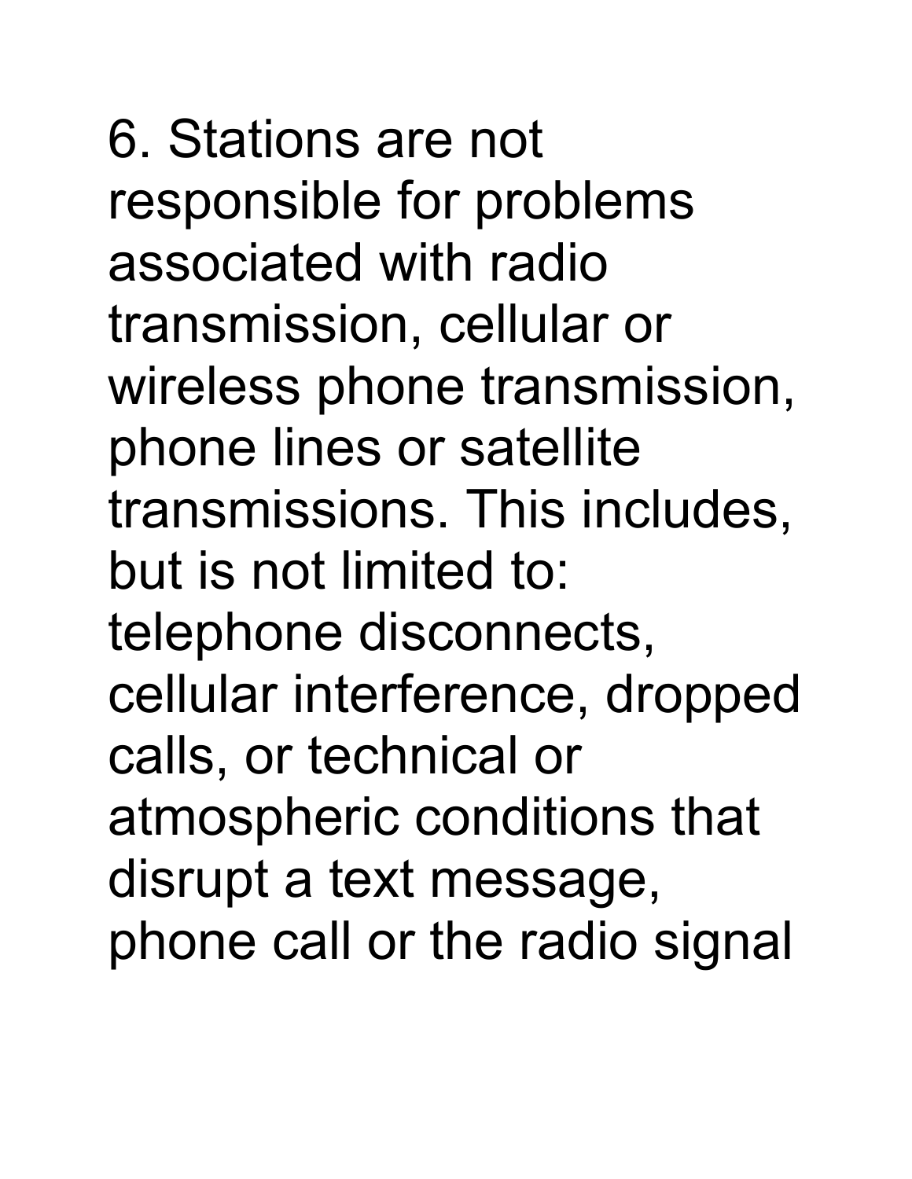6. Stations are not responsible for problems associated with radio transmission, cellular or wireless phone transmission, phone lines or satellite transmissions. This includes, but is not limited to: telephone disconnects, cellular interference, dropped calls, or technical or atmospheric conditions that disrupt a text message, phone call or the radio signal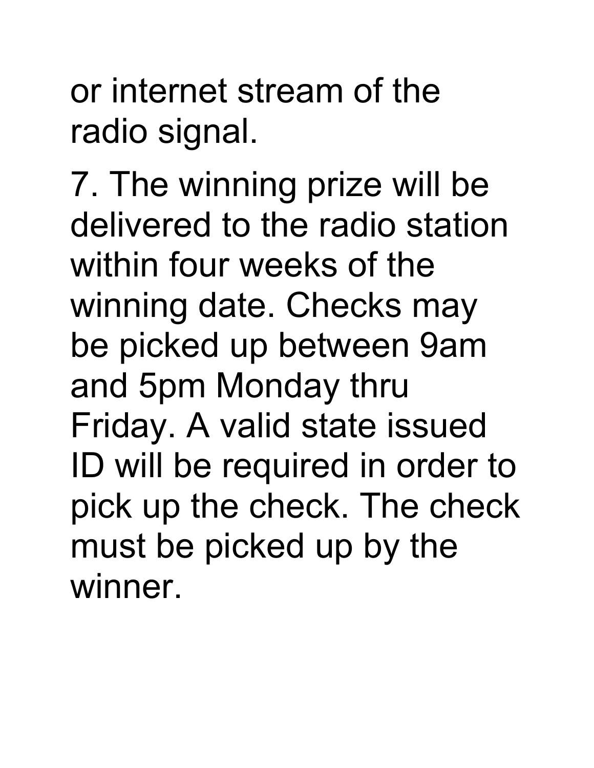or internet stream of the radio signal.

7. The winning prize will be delivered to the radio station within four weeks of the winning date. Checks may be picked up between 9am and 5pm Monday thru Friday. A valid state issued ID will be required in order to pick up the check. The check must be picked up by the winner.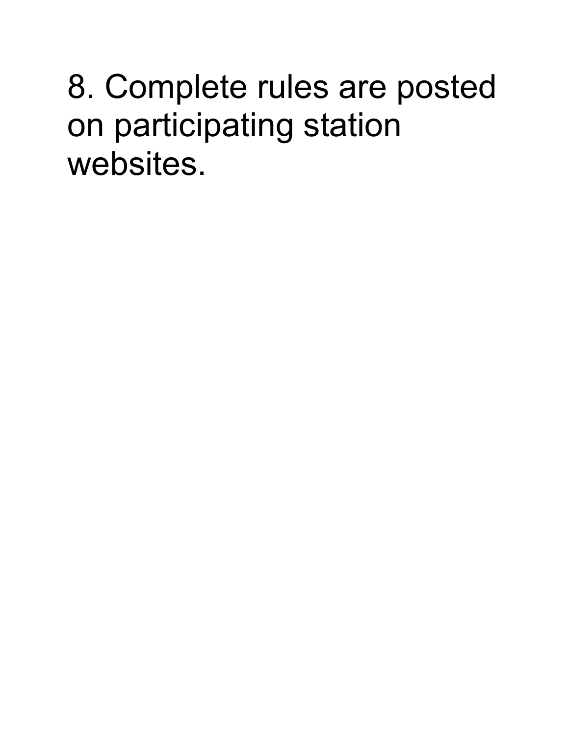8. Complete rules are posted on participating station websites.